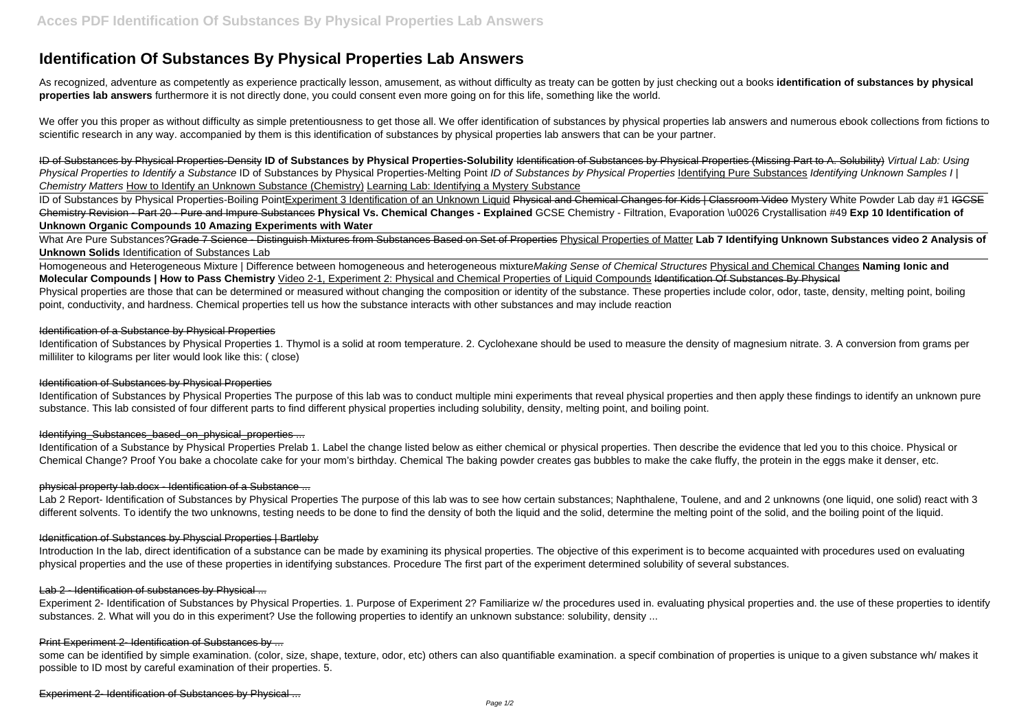# Identification Of Substances By Physical Properties Lab Answers

As recognized, adventure as competently as experience practically lesson, amusement, as without difficulty as treaty can be gotten by just checking out a books **identification of substances by physical properties lab answers** furthermore it is not directly done, you could consent even more going on for this life, something like the world.

We offer you this proper as without difficulty as simple pretentiousness to get those all. We offer identification of substances by physical properties lab answers and numerous ebook collections from fictions to scientific research in any way. accompanied by them is this identification of substances by physical properties lab answers that can be your partner.

ID of Substances by Physical Properties-Density **ID of Substances by Physical Properties-Solubility** Identification of Substances by Physical Properties (Missing Part to A. Solubility) *Virtual Lab: Using Physical Properties to Identify a Substance* ID of Substances by Physical Properties-Melting Point *ID of Substances by Physical Properties* Identifying Pure Substances *Identifying Unknown Samples I | Chemistry Matters* How to Identify an Unknown Substance (Chemistry) Learning Lab: Identifying a Mystery Substance

ID of Substances by Physical Properties-Boiling PointExperiment 3 Identification of an Unknown Liquid Physical and Chemical Changes for Kids | Classroom Video Mystery White Powder Lab day #1 IGCSE Chemistry Revision - Part 20 - Pure and Impure Substances **Physical Vs. Chemical Changes - Explained** GCSE Chemistry - Filtration, Evaporation \u0026 Crystallisation #49 **Exp 10 Identification of Unknown Organic Compounds 10 Amazing Experiments with Water**

What Are Pure Substances?Grade 7 Science - Distinguish Mixtures from Substances Based on Set of Properties Physical Properties of Matter **Lab 7 Identifying Unknown Substances video 2 Analysis of Unknown Solids** Identification of Substances Lab

Homogeneous and Heterogeneous Mixture | Difference between homogeneous and heterogeneous mixture*Making Sense of Chemical Structures* Physical and Chemical Changes **Naming Ionic and Molecular Compounds | How to Pass Chemistry** Video 2-1, Experiment 2: Physical and Chemical Properties of Liquid Compounds Identification Of Substances By Physical

Physical properties are those that can be determined or measured without changing the composition or identity of the substance. These properties include color, odor, taste, density, melting point, boiling point, conductivity, and hardness. Chemical properties tell us how the substance interacts with other substances and may include reaction

## Identification of a Substance by Physical Properties

Identification of Substances by Physical Properties 1. Thymol is a solid at room temperature. 2. Cyclohexane should be used to measure the density of magnesium nitrate. 3. A conversion from grams per milliliter to kilograms per liter would look like this: ( close)

## Identification of Substances by Physical Properties

Identification of Substances by Physical Properties The purpose of this lab was to conduct multiple mini experiments that reveal physical properties and then apply these findings to identify an unknown pure substance. This lab consisted of four different parts to find different physical properties including solubility, density, melting point, and boiling point.

## Identifying_Substances_based_on_physical_properties ...

Identification of a Substance by Physical Properties Prelab 1. Label the change listed below as either chemical or physical properties. Then describe the evidence that led you to this choice. Physical or Chemical Change? Proof You bake a chocolate cake for your mom's birthday. Chemical The baking powder creates gas bubbles to make the cake fluffy, the protein in the eggs make it denser, etc.

## physical property lab.docx - Identification of a Substance ...

Lab 2 Report- Identification of Substances by Physical Properties The purpose of this lab was to see how certain substances; Naphthalene, Toulene, and and 2 unknowns (one liquid, one solid) react with 3 different solvents. To identify the two unknowns, testing needs to be done to find the density of both the liquid and the solid, determine the melting point of the solid, and the boiling point of the liquid.

## Idenitfication of Substances by Physcial Properties | Bartleby

Introduction In the lab, direct identification of a substance can be made by examining its physical properties. The objective of this experiment is to become acquainted with procedures used on evaluating physical properties and the use of these properties in identifying substances. Procedure The first part of the experiment determined solubility of several substances.

## Lab 2 - Identification of substances by Physical ...

Experiment 2- Identification of Substances by Physical Properties. 1. Purpose of Experiment 2? Familiarize w/ the procedures used in. evaluating physical properties and. the use of these properties to identify substances. 2. What will you do in this experiment? Use the following properties to identify an unknown substance: solubility, density ...

## Print Experiment 2- Identification of Substances by ...

some can be identified by simple examination. (color, size, shape, texture, odor, etc) others can also quantifiable examination. a specif combination of properties is unique to a given substance wh/ makes it possible to ID most by careful examination of their properties. 5.

## Experiment 2- Identification of Substances by Physical ...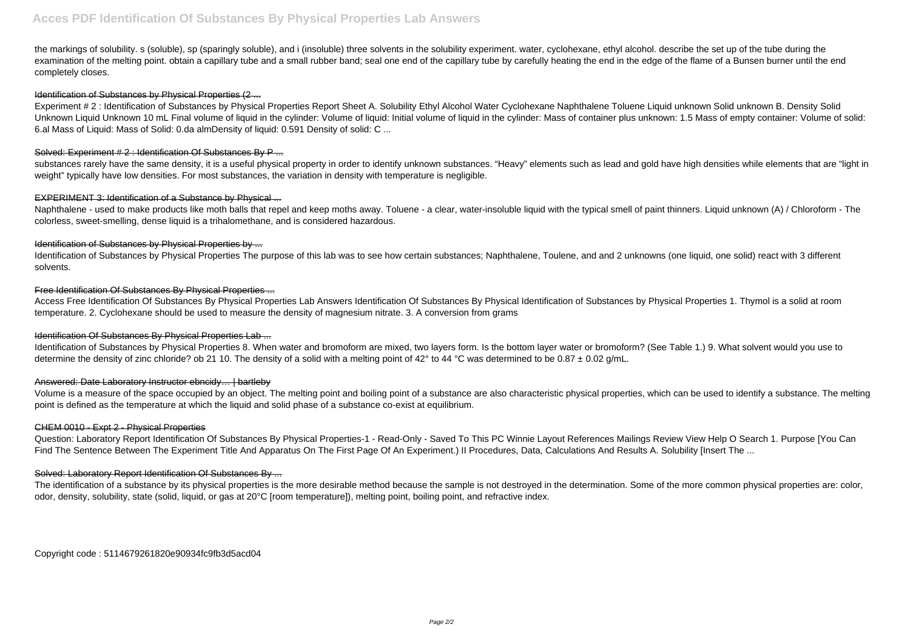the markings of solubility. s (soluble), sp (sparingly soluble), and i (insoluble) three solvents in the solubility experiment. water, cyclohexane, ethyl alcohol. describe the set up of the tube during the examination of the melting point. obtain a capillary tube and a small rubber band; seal one end of the capillary tube by carefully heating the end in the edge of the flame of a Bunsen burner until the end completely closes.

Identification of Substances by Physical Properties (2 ...

Experiment # 2 : Identification of Substances by Physical Properties Report Sheet A. Solubility Ethyl Alcohol Water Cyclohexane Naphthalene Toluene Liquid unknown Solid unknown B. Density Solid Unknown Liquid Unknown 10 mL Final volume of liquid in the cylinder: Volume of liquid: Initial volume of liquid in the cylinder: Mass of container plus unknown: 1.5 Mass of empty container: Volume of solid: 6.al Mass of Liquid: Mass of Solid: 0.da almDensity of liquid: 0.591 Density of solid: C ...

Solved: Experiment # 2 : Identification Of Substances By P ...

substances rarely have the same density, it is a useful physical property in order to identify unknown substances. “Heavy” elements such as lead and gold have high densities while elements that are “light in weight” typically have low densities. For most substances, the variation in density with temperature is negligible.

EXPERIMENT 3: Identification of a Substance by Physical ...

Naphthalene - used to make products like moth balls that repel and keep moths away. Toluene - a clear, water-insoluble liquid with the typical smell of paint thinners. Liquid unknown (A) / Chloroform - The colorless, sweet-smelling, dense liquid is a trihalomethane, and is considered hazardous.

Identification of Substances by Physical Properties by ...

Identification of Substances by Physical Properties The purpose of this lab was to see how certain substances; Naphthalene, Toulene, and and 2 unknowns (one liquid, one solid) react with 3 different solvents.

Free Identification Of Substances By Physical Properties ...

Access Free Identification Of Substances By Physical Properties Lab Answers Identification Of Substances By Physical Identification of Substances by Physical Properties 1. Thymol is a solid at room temperature. 2. Cyclohexane should be used to measure the density of magnesium nitrate. 3. A conversion from grams

Identification Of Substances By Physical Properties Lab ...

Identification of Substances by Physical Properties 8. When water and bromoform are mixed, two layers form. Is the bottom layer water or bromoform? (See Table 1.) 9. What solvent would you use to determine the density of zinc chloride? ob 21 10. The density of a solid with a melting point of 42° to 44 °C was determined to be 0.87 ± 0.02 g/mL.

Answered: Date Laboratory Instructor ebncidy… | bartleby

Volume is a measure of the space occupied by an object. The melting point and boiling point of a substance are also characteristic physical properties, which can be used to identify a substance. The melting point is defined as the temperature at which the liquid and solid phase of a substance co-exist at equilibrium.

CHEM 0010 - Expt 2 - Physical Properties

Question: Laboratory Report Identification Of Substances By Physical Properties-1 - Read-Only - Saved To This PC Winnie Layout References Mailings Review View Help O Search 1. Purpose [You Can Find The Sentence Between The Experiment Title And Apparatus On The First Page Of An Experiment.) II Procedures, Data, Calculations And Results A. Solubility [Insert The ...

Solved: Laboratory Report Identification Of Substances By ...

The identification of a substance by its physical properties is the more desirable method because the sample is not destroyed in the determination. Some of the more common physical properties are: color, odor, density, solubility, state (solid, liquid, or gas at 20°C [room temperature]), melting point, boiling point, and refractive index.

Copyright code : 5114679261820e90934fc9fb3d5acd04